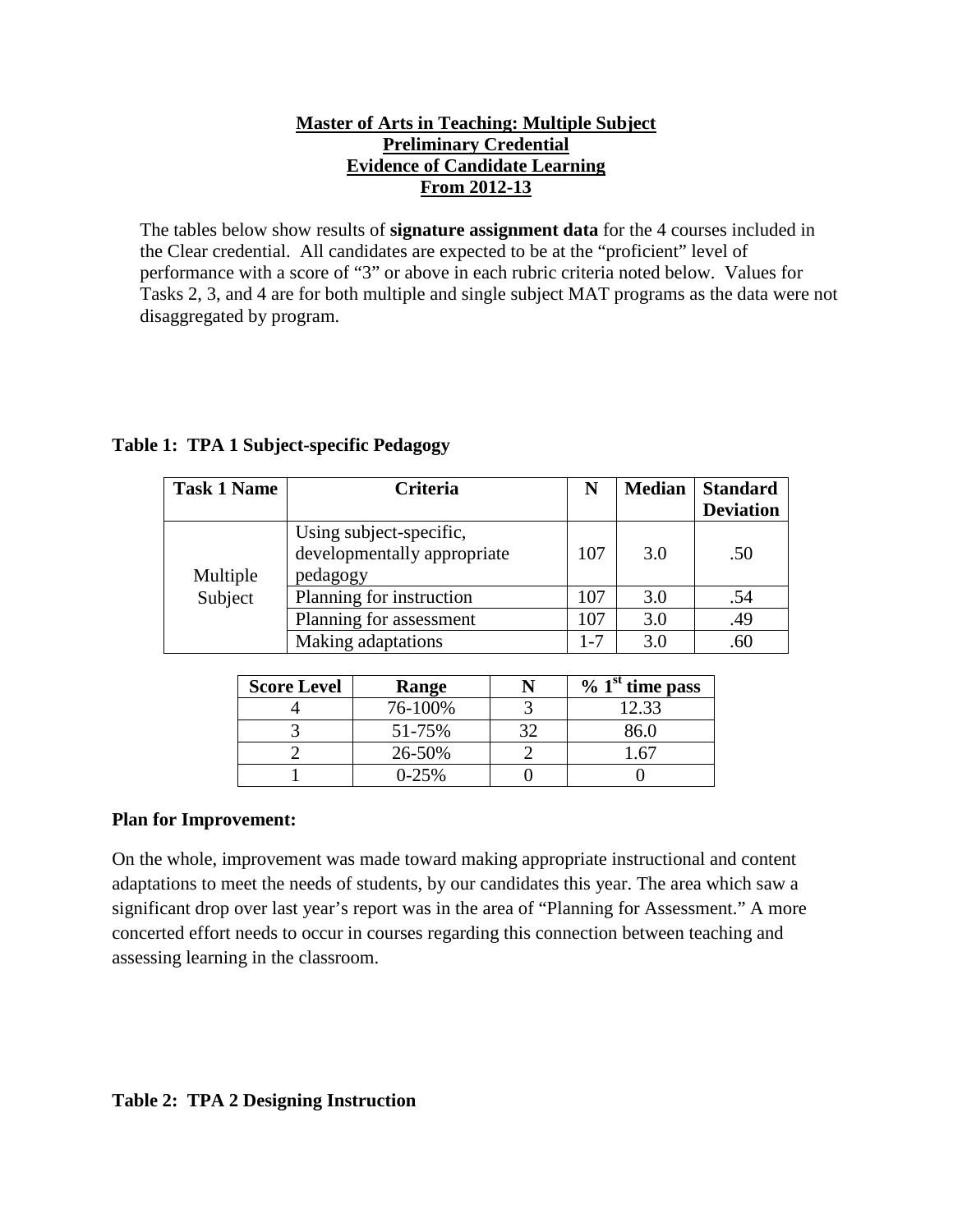**Master of Arts in Teaching: Multiple Subject**
**Preliminary Credential**
**Evidence of Candidate Learning**
**From 2012-13**

The tables below show results of **signature assignment data** for the 4 courses included in the Clear credential. All candidates are expected to be at the "proficient" level of performance with a score of "3" or above in each rubric criteria noted below. Values for Tasks 2, 3, and 4 are for both multiple and single subject MAT programs as the data were not disaggregated by program.

**Table 1: TPA 1 Subject-specific Pedagogy**

| Task 1 Name | Criteria | N | Median | Standard Deviation |
|---|---|---|---|---|
| Multiple Subject | Using subject-specific, developmentally appropriate pedagogy | 107 | 3.0 | .50 |
| | Planning for instruction | 107 | 3.0 | .54 |
| | Planning for assessment | 107 | 3.0 | .49 |
| | Making adaptations | 1-7 | 3.0 | .60 |

| Score Level | Range | N | % 1st time pass |
|---|---|---|---|
| 4 | 76-100% | 3 | 12.33 |
| 3 | 51-75% | 32 | 86.0 |
| 2 | 26-50% | 2 | 1.67 |
| 1 | 0-25% | 0 | 0 |

**Plan for Improvement:**

On the whole, improvement was made toward making appropriate instructional and content adaptations to meet the needs of students, by our candidates this year. The area which saw a significant drop over last year's report was in the area of "Planning for Assessment." A more concerted effort needs to occur in courses regarding this connection between teaching and assessing learning in the classroom.

**Table 2: TPA 2 Designing Instruction**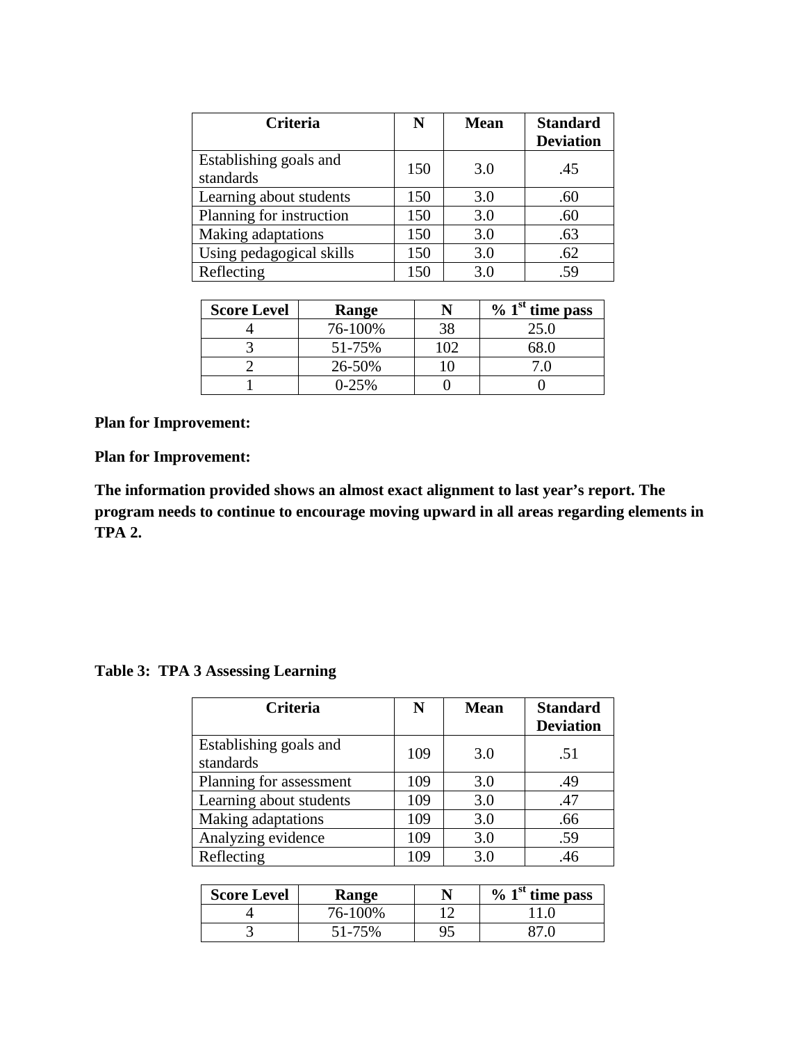| Criteria | N | Mean | Standard Deviation |
|---|---|---|---|
| Establishing goals and standards | 150 | 3.0 | .45 |
| Learning about students | 150 | 3.0 | .60 |
| Planning for instruction | 150 | 3.0 | .60 |
| Making adaptations | 150 | 3.0 | .63 |
| Using pedagogical skills | 150 | 3.0 | .62 |
| Reflecting | 150 | 3.0 | .59 |

| Score Level | Range | N | % 1st time pass |
|---|---|---|---|
| 4 | 76-100% | 38 | 25.0 |
| 3 | 51-75% | 102 | 68.0 |
| 2 | 26-50% | 10 | 7.0 |
| 1 | 0-25% | 0 | 0 |

**Plan for Improvement:**

**Plan for Improvement:**

**The information provided shows an almost exact alignment to last year's report. The program needs to continue to encourage moving upward in all areas regarding elements in TPA 2.**

**Table 3: TPA 3 Assessing Learning**

| Criteria | N | Mean | Standard Deviation |
|---|---|---|---|
| Establishing goals and standards | 109 | 3.0 | .51 |
| Planning for assessment | 109 | 3.0 | .49 |
| Learning about students | 109 | 3.0 | .47 |
| Making adaptations | 109 | 3.0 | .66 |
| Analyzing evidence | 109 | 3.0 | .59 |
| Reflecting | 109 | 3.0 | .46 |

| Score Level | Range | N | % 1st time pass |
|---|---|---|---|
| 4 | 76-100% | 12 | 11.0 |
| 3 | 51-75% | 95 | 87.0 |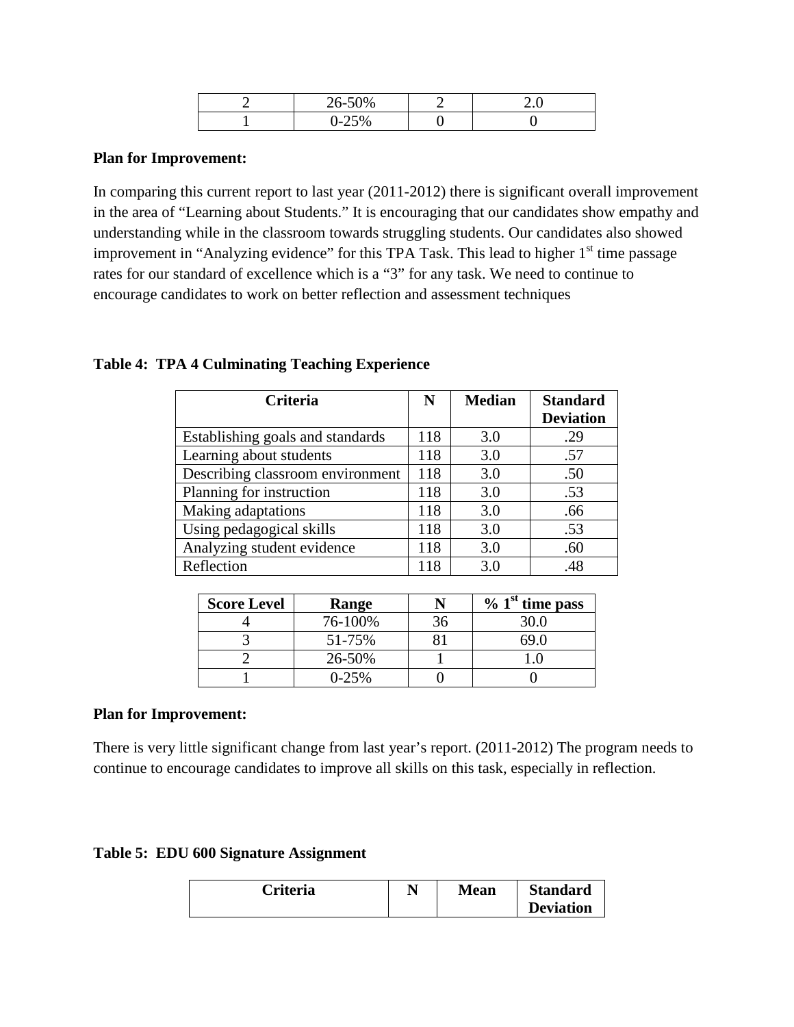| 2 | 26-50% | 2 | 2.0 |
|---|---|---|---|
| 1 | 0-25% | 0 | 0 |

**Plan for Improvement:**

In comparing this current report to last year (2011-2012) there is significant overall improvement in the area of "Learning about Students." It is encouraging that our candidates show empathy and understanding while in the classroom towards struggling students. Our candidates also showed improvement in "Analyzing evidence" for this TPA Task. This lead to higher 1st time passage rates for our standard of excellence which is a "3" for any task. We need to continue to encourage candidates to work on better reflection and assessment techniques

**Table 4: TPA 4 Culminating Teaching Experience**

| Criteria | N | Median | Standard Deviation |
|---|---|---|---|
| Establishing goals and standards | 118 | 3.0 | .29 |
| Learning about students | 118 | 3.0 | .57 |
| Describing classroom environment | 118 | 3.0 | .50 |
| Planning for instruction | 118 | 3.0 | .53 |
| Making adaptations | 118 | 3.0 | .66 |
| Using pedagogical skills | 118 | 3.0 | .53 |
| Analyzing student evidence | 118 | 3.0 | .60 |
| Reflection | 118 | 3.0 | .48 |

| Score Level | Range | N | % 1st time pass |
|---|---|---|---|
| 4 | 76-100% | 36 | 30.0 |
| 3 | 51-75% | 81 | 69.0 |
| 2 | 26-50% | 1 | 1.0 |
| 1 | 0-25% | 0 | 0 |

**Plan for Improvement:**

There is very little significant change from last year's report. (2011-2012) The program needs to continue to encourage candidates to improve all skills on this task, especially in reflection.

**Table 5: EDU 600 Signature Assignment**

| Criteria | N | Mean | Standard Deviation |
|---|---|---|---|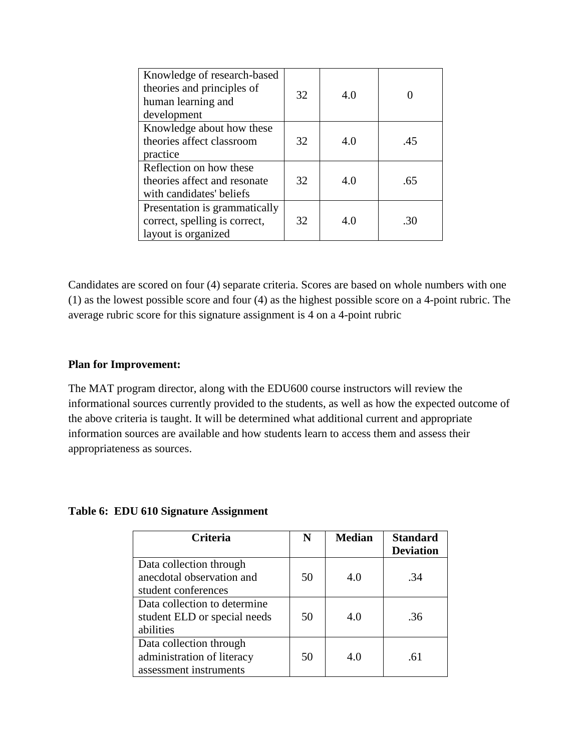| Criteria | N | Median | Standard Deviation |
|---|---|---|---|
| Knowledge of research-based theories and principles of human learning and development | 32 | 4.0 | 0 |
| Knowledge about how these theories affect classroom practice | 32 | 4.0 | .45 |
| Reflection on how these theories affect and resonate with candidates' beliefs | 32 | 4.0 | .65 |
| Presentation is grammatically correct, spelling is correct, layout is organized | 32 | 4.0 | .30 |

Candidates are scored on four (4) separate criteria. Scores are based on whole numbers with one (1) as the lowest possible score and four (4) as the highest possible score on a 4-point rubric. The average rubric score for this signature assignment is 4 on a 4-point rubric

**Plan for Improvement:**

The MAT program director, along with the EDU600 course instructors will review the informational sources currently provided to the students, as well as how the expected outcome of the above criteria is taught. It will be determined what additional current and appropriate information sources are available and how students learn to access them and assess their appropriateness as sources.

**Table 6: EDU 610 Signature Assignment**

| Criteria | N | Median | Standard Deviation |
|---|---|---|---|
| Data collection through anecdotal observation and student conferences | 50 | 4.0 | .34 |
| Data collection to determine student ELD or special needs abilities | 50 | 4.0 | .36 |
| Data collection through administration of literacy assessment instruments | 50 | 4.0 | .61 |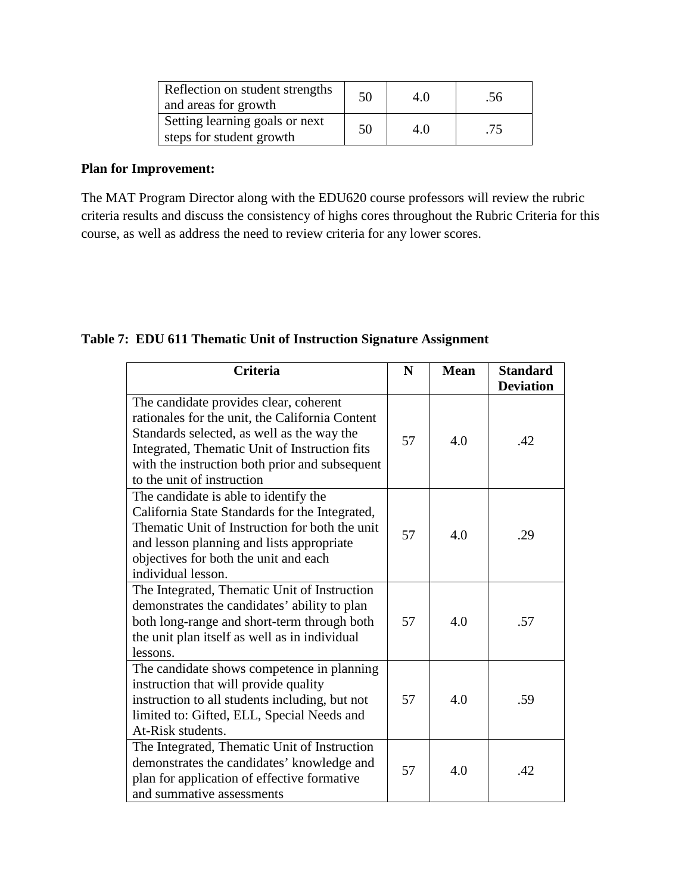| Reflection on student strengths and areas for growth | 50 | 4.0 | .56 |
|---|---|---|---|
| Setting learning goals or next steps for student growth | 50 | 4.0 | .75 |

**Plan for Improvement:**

The MAT Program Director along with the EDU620 course professors will review the rubric criteria results and discuss the consistency of highs cores throughout the Rubric Criteria for this course, as well as address the need to review criteria for any lower scores.

**Table 7: EDU 611 Thematic Unit of Instruction Signature Assignment**

| Criteria | N | Mean | Standard Deviation |
|---|---|---|---|
| The candidate provides clear, coherent rationales for the unit, the California Content Standards selected, as well as the way the Integrated, Thematic Unit of Instruction fits with the instruction both prior and subsequent to the unit of instruction | 57 | 4.0 | .42 |
| The candidate is able to identify the California State Standards for the Integrated, Thematic Unit of Instruction for both the unit and lesson planning and lists appropriate objectives for both the unit and each individual lesson. | 57 | 4.0 | .29 |
| The Integrated, Thematic Unit of Instruction demonstrates the candidates' ability to plan both long-range and short-term through both the unit plan itself as well as in individual lessons. | 57 | 4.0 | .57 |
| The candidate shows competence in planning instruction that will provide quality instruction to all students including, but not limited to: Gifted, ELL, Special Needs and At-Risk students. | 57 | 4.0 | .59 |
| The Integrated, Thematic Unit of Instruction demonstrates the candidates' knowledge and plan for application of effective formative and summative assessments | 57 | 4.0 | .42 |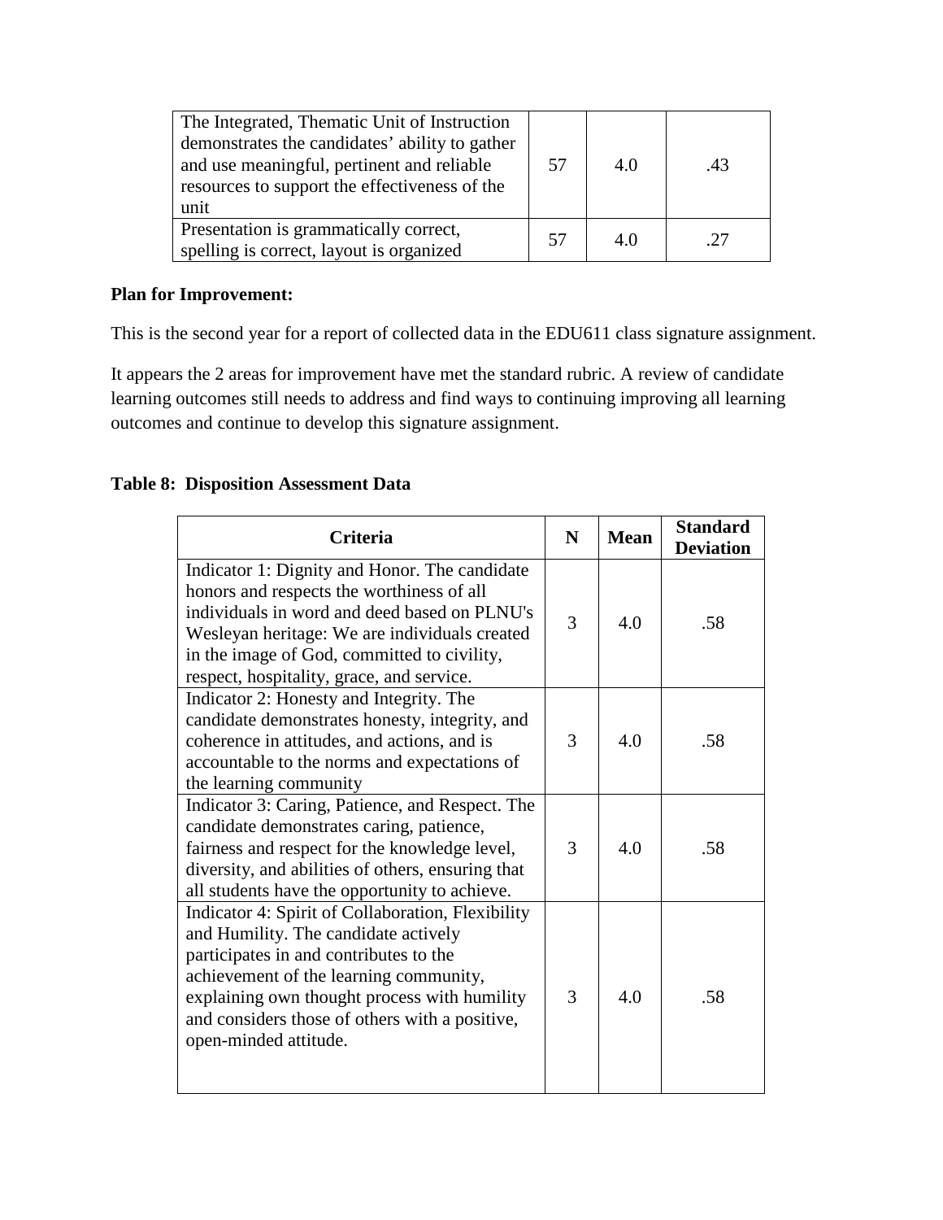| | | | |
|---|---|---|---|
| The Integrated, Thematic Unit of Instruction demonstrates the candidates' ability to gather and use meaningful, pertinent and reliable resources to support the effectiveness of the unit | 57 | 4.0 | .43 |
| Presentation is grammatically correct, spelling is correct, layout is organized | 57 | 4.0 | .27 |

**Plan for Improvement:**

This is the second year for a report of collected data in the EDU611 class signature assignment.

It appears the 2 areas for improvement have met the standard rubric. A review of candidate learning outcomes still needs to address and find ways to continuing improving all learning outcomes and continue to develop this signature assignment.

**Table 8: Disposition Assessment Data**

| Criteria | N | Mean | Standard Deviation |
|---|---|---|---|
| Indicator 1: Dignity and Honor. The candidate honors and respects the worthiness of all individuals in word and deed based on PLNU's Wesleyan heritage: We are individuals created in the image of God, committed to civility, respect, hospitality, grace, and service. | 3 | 4.0 | .58 |
| Indicator 2: Honesty and Integrity. The candidate demonstrates honesty, integrity, and coherence in attitudes, and actions, and is accountable to the norms and expectations of the learning community | 3 | 4.0 | .58 |
| Indicator 3: Caring, Patience, and Respect. The candidate demonstrates caring, patience, fairness and respect for the knowledge level, diversity, and abilities of others, ensuring that all students have the opportunity to achieve. | 3 | 4.0 | .58 |
| Indicator 4: Spirit of Collaboration, Flexibility and Humility. The candidate actively participates in and contributes to the achievement of the learning community, explaining own thought process with humility and considers those of others with a positive, open-minded attitude. | 3 | 4.0 | .58 |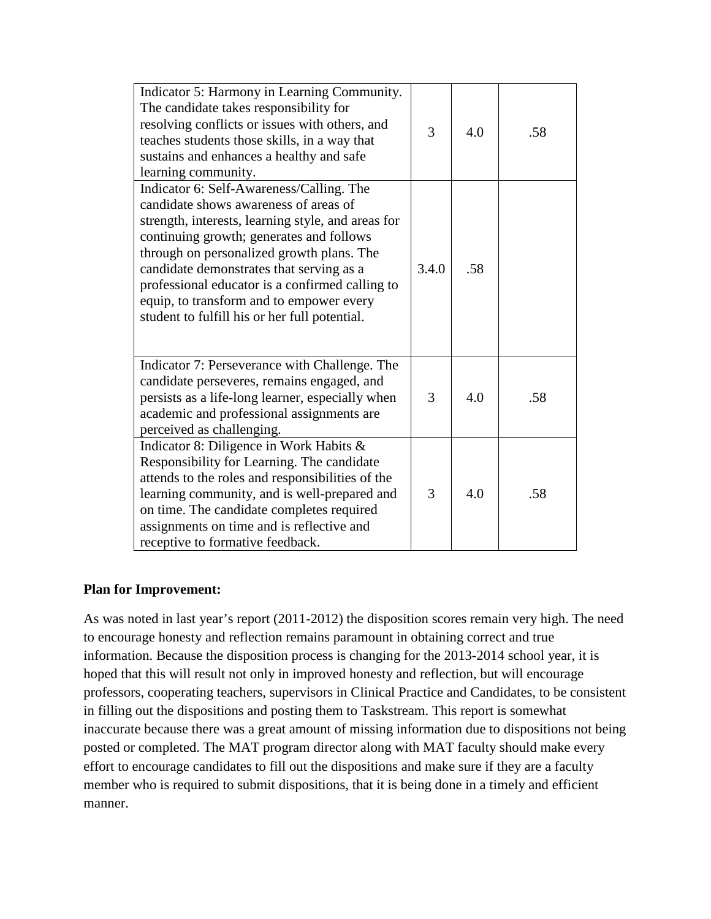| | | | |
|---|---|---|---|
| Indicator 5: Harmony in Learning Community. The candidate takes responsibility for resolving conflicts or issues with others, and teaches students those skills, in a way that sustains and enhances a healthy and safe learning community. | 3 | 4.0 | .58 |
| Indicator 6: Self-Awareness/Calling. The candidate shows awareness of areas of strength, interests, learning style, and areas for continuing growth; generates and follows through on personalized growth plans. The candidate demonstrates that serving as a professional educator is a confirmed calling to equip, to transform and to empower every student to fulfill his or her full potential. | 3.4.0 | .58 | |
| Indicator 7: Perseverance with Challenge. The candidate perseveres, remains engaged, and persists as a life-long learner, especially when academic and professional assignments are perceived as challenging. | 3 | 4.0 | .58 |
| Indicator 8: Diligence in Work Habits & Responsibility for Learning. The candidate attends to the roles and responsibilities of the learning community, and is well-prepared and on time. The candidate completes required assignments on time and is reflective and receptive to formative feedback. | 3 | 4.0 | .58 |

**Plan for Improvement:**

As was noted in last year's report (2011-2012) the disposition scores remain very high. The need to encourage honesty and reflection remains paramount in obtaining correct and true information. Because the disposition process is changing for the 2013-2014 school year, it is hoped that this will result not only in improved honesty and reflection, but will encourage professors, cooperating teachers, supervisors in Clinical Practice and Candidates, to be consistent in filling out the dispositions and posting them to Taskstream. This report is somewhat inaccurate because there was a great amount of missing information due to dispositions not being posted or completed. The MAT program director along with MAT faculty should make every effort to encourage candidates to fill out the dispositions and make sure if they are a faculty member who is required to submit dispositions, that it is being done in a timely and efficient manner.